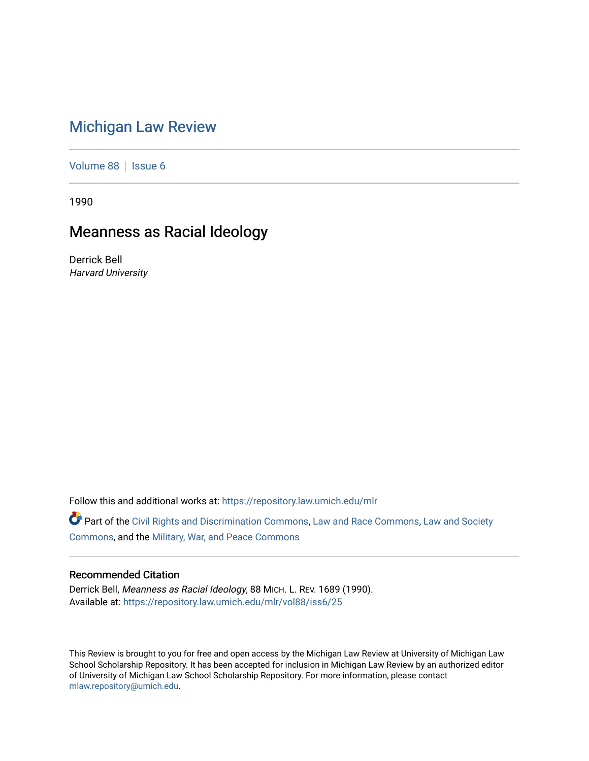# Michigan Law Review

Volume 88 | Issue 6

1990

## Meanness as Racial Ideology

Derrick Bell
*Harvard University*

Follow this and additional works at: https://repository.law.umich.edu/mlr

Part of the Civil Rights and Discrimination Commons, Law and Race Commons, Law and Society Commons, and the Military, War, and Peace Commons

### Recommended Citation

Derrick Bell, *Meanness as Racial Ideology*, 88 MICH. L. REV. 1689 (1990).
Available at: https://repository.law.umich.edu/mlr/vol88/iss6/25

This Review is brought to you for free and open access by the Michigan Law Review at University of Michigan Law School Scholarship Repository. It has been accepted for inclusion in Michigan Law Review by an authorized editor of University of Michigan Law School Scholarship Repository. For more information, please contact mlaw.repository@umich.edu.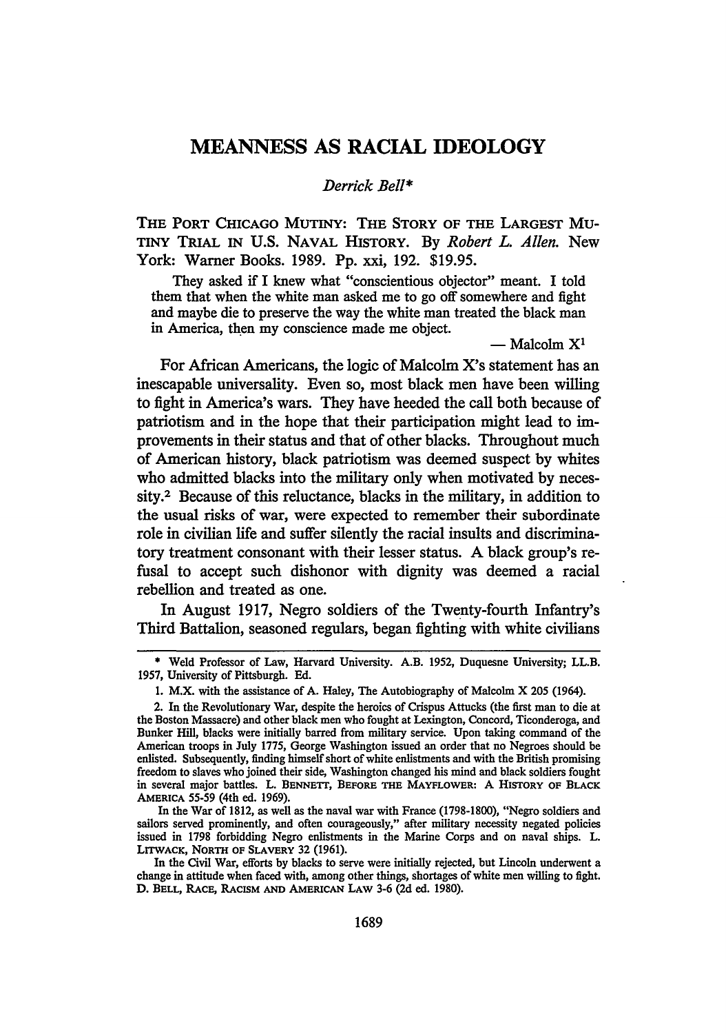# MEANNESS AS RACIAL IDEOLOGY

*Derrick Bell**

THE PORT CHICAGO MUTINY: THE STORY OF THE LARGEST MUTINY TRIAL IN U.S. NAVAL HISTORY. By *Robert L. Allen.* New York: Warner Books. 1989. Pp. xxi, 192. $19.95.

> They asked if I knew what "conscientious objector" meant. I told them that when the white man asked me to go off somewhere and fight and maybe die to preserve the way the white man treated the black man in America, then my conscience made me object.
>
> — Malcolm X[1]

For African Americans, the logic of Malcolm X's statement has an inescapable universality. Even so, most black men have been willing to fight in America's wars. They have heeded the call both because of patriotism and in the hope that their participation might lead to improvements in their status and that of other blacks. Throughout much of American history, black patriotism was deemed suspect by whites who admitted blacks into the military only when motivated by necessity.[2] Because of this reluctance, blacks in the military, in addition to the usual risks of war, were expected to remember their subordinate role in civilian life and suffer silently the racial insults and discriminatory treatment consonant with their lesser status. A black group's refusal to accept such dishonor with dignity was deemed a racial rebellion and treated as one.

In August 1917, Negro soldiers of the Twenty-fourth Infantry's Third Battalion, seasoned regulars, began fighting with white civilians

---

\* Weld Professor of Law, Harvard University. A.B. 1952, Duquesne University; LL.B. 1957, University of Pittsburgh. Ed.

1. M.X. with the assistance of A. Haley, The Autobiography of Malcolm X 205 (1964).

2. In the Revolutionary War, despite the heroics of Crispus Attucks (the first man to die at the Boston Massacre) and other black men who fought at Lexington, Concord, Ticonderoga, and Bunker Hill, blacks were initially barred from military service. Upon taking command of the American troops in July 1775, George Washington issued an order that no Negroes should be enlisted. Subsequently, finding himself short of white enlistments and with the British promising freedom to slaves who joined their side, Washington changed his mind and black soldiers fought in several major battles. L. BENNETT, BEFORE THE MAYFLOWER: A HISTORY OF BLACK AMERICA 55-59 (4th ed. 1969).

In the War of 1812, as well as the naval war with France (1798-1800), "Negro soldiers and sailors served prominently, and often courageously," after military necessity negated policies issued in 1798 forbidding Negro enlistments in the Marine Corps and on naval ships. L. LITWACK, NORTH OF SLAVERY 32 (1961).

In the Civil War, efforts by blacks to serve were initially rejected, but Lincoln underwent a change in attitude when faced with, among other things, shortages of white men willing to fight. D. BELL, RACE, RACISM AND AMERICAN LAW 3-6 (2d ed. 1980).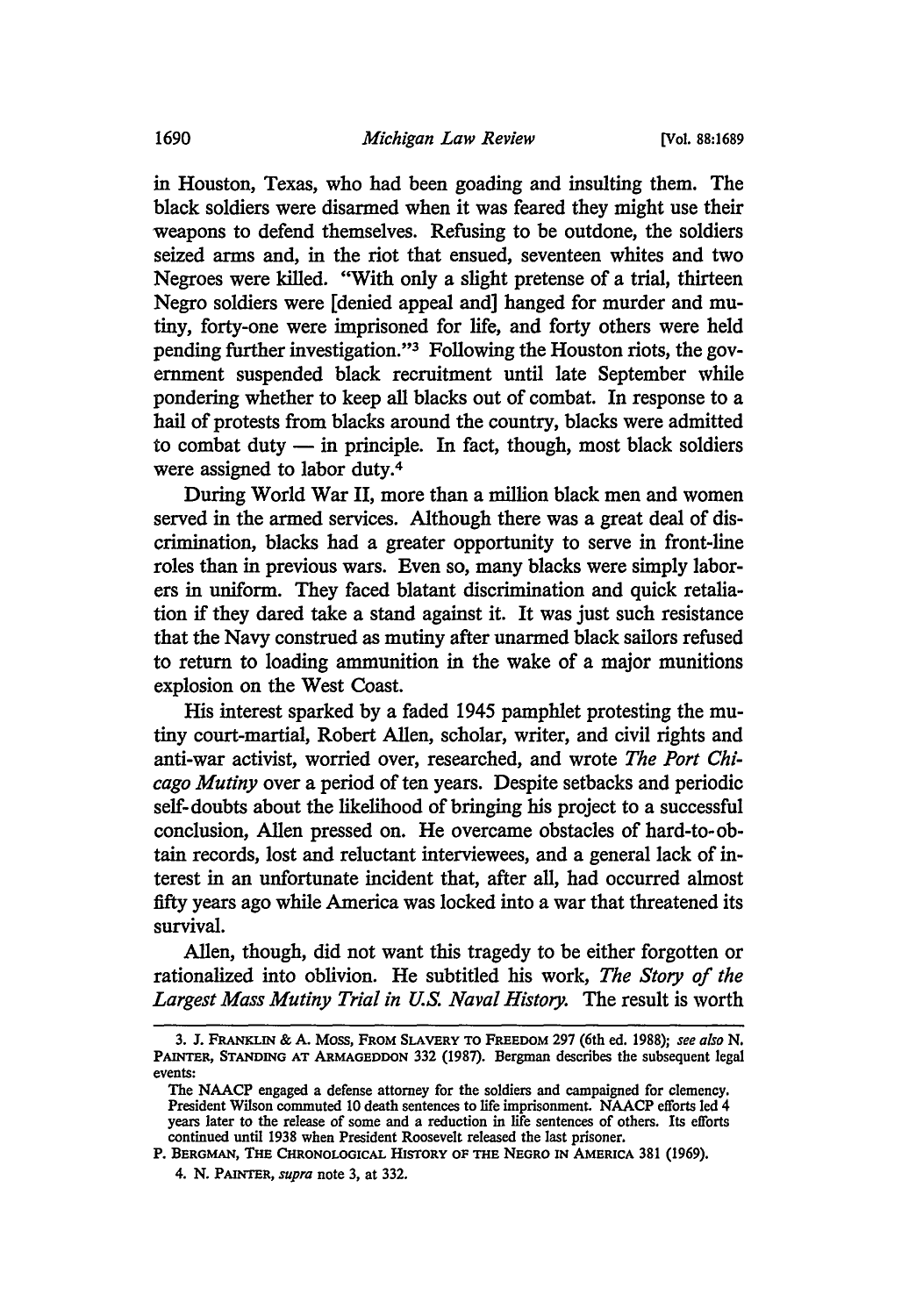in Houston, Texas, who had been goading and insulting them. The black soldiers were disarmed when it was feared they might use their weapons to defend themselves. Refusing to be outdone, the soldiers seized arms and, in the riot that ensued, seventeen whites and two Negroes were killed. "With only a slight pretense of a trial, thirteen Negro soldiers were [denied appeal and] hanged for murder and mutiny, forty-one were imprisoned for life, and forty others were held pending further investigation."[3] Following the Houston riots, the government suspended black recruitment until late September while pondering whether to keep all blacks out of combat. In response to a hail of protests from blacks around the country, blacks were admitted to combat duty — in principle. In fact, though, most black soldiers were assigned to labor duty.[4]

During World War II, more than a million black men and women served in the armed services. Although there was a great deal of discrimination, blacks had a greater opportunity to serve in front-line roles than in previous wars. Even so, many blacks were simply laborers in uniform. They faced blatant discrimination and quick retaliation if they dared take a stand against it. It was just such resistance that the Navy construed as mutiny after unarmed black sailors refused to return to loading ammunition in the wake of a major munitions explosion on the West Coast.

His interest sparked by a faded 1945 pamphlet protesting the mutiny court-martial, Robert Allen, scholar, writer, and civil rights and anti-war activist, worried over, researched, and wrote *The Port Chicago Mutiny* over a period of ten years. Despite setbacks and periodic self-doubts about the likelihood of bringing his project to a successful conclusion, Allen pressed on. He overcame obstacles of hard-to-obtain records, lost and reluctant interviewees, and a general lack of interest in an unfortunate incident that, after all, had occurred almost fifty years ago while America was locked into a war that threatened its survival.

Allen, though, did not want this tragedy to be either forgotten or rationalized into oblivion. He subtitled his work, *The Story of the Largest Mass Mutiny Trial in U.S. Naval History.* The result is worth

---

3. J. FRANKLIN & A. MOSS, FROM SLAVERY TO FREEDOM 297 (6th ed. 1988); *see also* N. PAINTER, STANDING AT ARMAGEDDON 332 (1987). Bergman describes the subsequent legal events:

> The NAACP engaged a defense attorney for the soldiers and campaigned for clemency. President Wilson commuted 10 death sentences to life imprisonment. NAACP efforts led 4 years later to the release of some and a reduction in life sentences of others. Its efforts continued until 1938 when President Roosevelt released the last prisoner.

P. BERGMAN, THE CHRONOLOGICAL HISTORY OF THE NEGRO IN AMERICA 381 (1969).

4. N. PAINTER, *supra* note 3, at 332.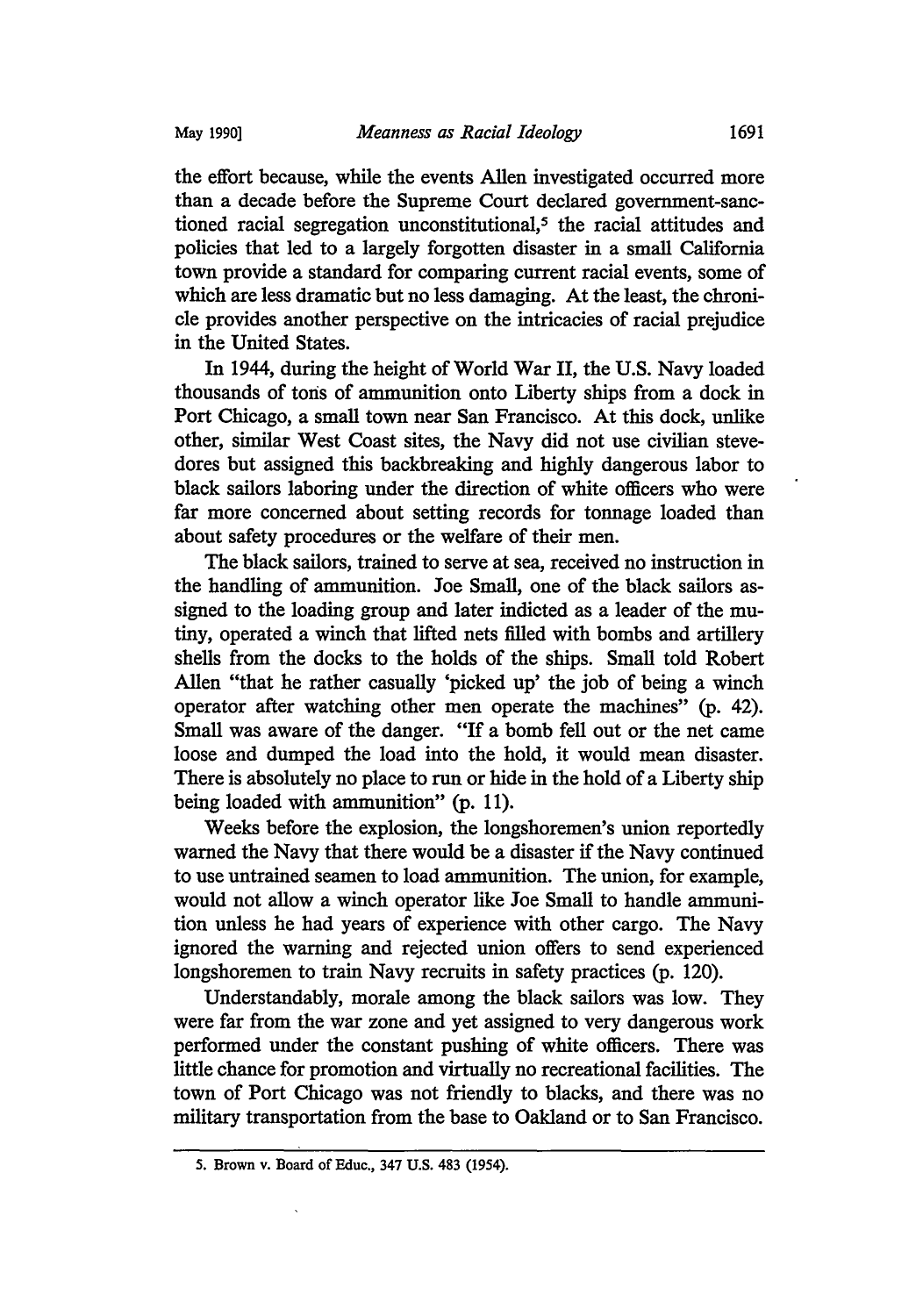the effort because, while the events Allen investigated occurred more than a decade before the Supreme Court declared government-sanctioned racial segregation unconstitutional,[5] the racial attitudes and policies that led to a largely forgotten disaster in a small California town provide a standard for comparing current racial events, some of which are less dramatic but no less damaging. At the least, the chronicle provides another perspective on the intricacies of racial prejudice in the United States.

In 1944, during the height of World War II, the U.S. Navy loaded thousands of tons of ammunition onto Liberty ships from a dock in Port Chicago, a small town near San Francisco. At this dock, unlike other, similar West Coast sites, the Navy did not use civilian stevedores but assigned this backbreaking and highly dangerous labor to black sailors laboring under the direction of white officers who were far more concerned about setting records for tonnage loaded than about safety procedures or the welfare of their men.

The black sailors, trained to serve at sea, received no instruction in the handling of ammunition. Joe Small, one of the black sailors assigned to the loading group and later indicted as a leader of the mutiny, operated a winch that lifted nets filled with bombs and artillery shells from the docks to the holds of the ships. Small told Robert Allen "that he rather casually 'picked up' the job of being a winch operator after watching other men operate the machines" (p. 42). Small was aware of the danger. "If a bomb fell out or the net came loose and dumped the load into the hold, it would mean disaster. There is absolutely no place to run or hide in the hold of a Liberty ship being loaded with ammunition" (p. 11).

Weeks before the explosion, the longshoremen's union reportedly warned the Navy that there would be a disaster if the Navy continued to use untrained seamen to load ammunition. The union, for example, would not allow a winch operator like Joe Small to handle ammunition unless he had years of experience with other cargo. The Navy ignored the warning and rejected union offers to send experienced longshoremen to train Navy recruits in safety practices (p. 120).

Understandably, morale among the black sailors was low. They were far from the war zone and yet assigned to very dangerous work performed under the constant pushing of white officers. There was little chance for promotion and virtually no recreational facilities. The town of Port Chicago was not friendly to blacks, and there was no military transportation from the base to Oakland or to San Francisco.

---

5. Brown v. Board of Educ., 347 U.S. 483 (1954).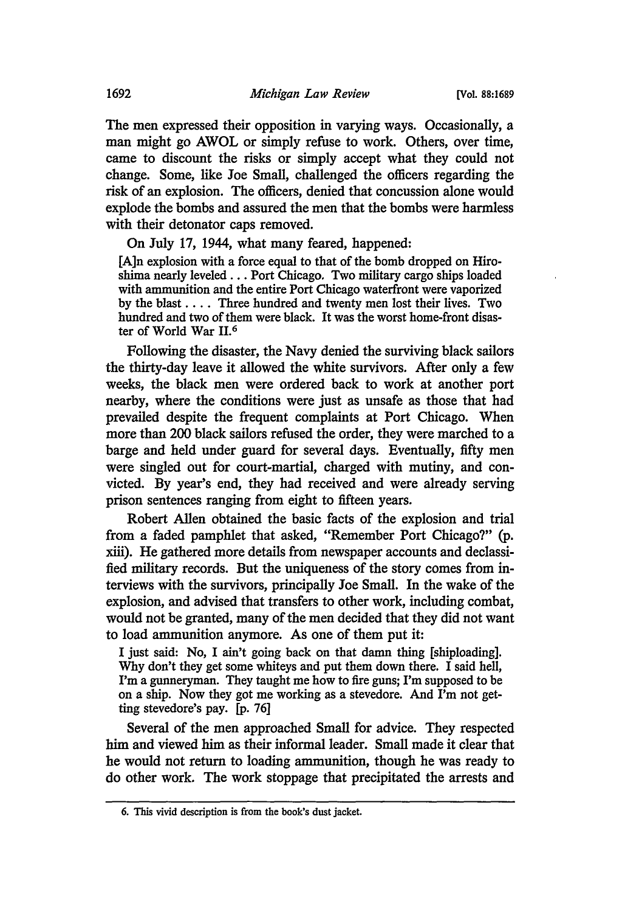The men expressed their opposition in varying ways. Occasionally, a man might go AWOL or simply refuse to work. Others, over time, came to discount the risks or simply accept what they could not change. Some, like Joe Small, challenged the officers regarding the risk of an explosion. The officers, denied that concussion alone would explode the bombs and assured the men that the bombs were harmless with their detonator caps removed.

On July 17, 1944, what many feared, happened:

> [A]n explosion with a force equal to that of the bomb dropped on Hiroshima nearly leveled . . . Port Chicago. Two military cargo ships loaded with ammunition and the entire Port Chicago waterfront were vaporized by the blast . . . . Three hundred and twenty men lost their lives. Two hundred and two of them were black. It was the worst home-front disaster of World War II.[6]

Following the disaster, the Navy denied the surviving black sailors the thirty-day leave it allowed the white survivors. After only a few weeks, the black men were ordered back to work at another port nearby, where the conditions were just as unsafe as those that had prevailed despite the frequent complaints at Port Chicago. When more than 200 black sailors refused the order, they were marched to a barge and held under guard for several days. Eventually, fifty men were singled out for court-martial, charged with mutiny, and convicted. By year's end, they had received and were already serving prison sentences ranging from eight to fifteen years.

Robert Allen obtained the basic facts of the explosion and trial from a faded pamphlet that asked, "Remember Port Chicago?" (p. xiii). He gathered more details from newspaper accounts and declassified military records. But the uniqueness of the story comes from interviews with the survivors, principally Joe Small. In the wake of the explosion, and advised that transfers to other work, including combat, would not be granted, many of the men decided that they did not want to load ammunition anymore. As one of them put it:

> I just said: No, I ain't going back on that damn thing [shiploading]. Why don't they get some whiteys and put them down there. I said hell, I'm a gunneryman. They taught me how to fire guns; I'm supposed to be on a ship. Now they got me working as a stevedore. And I'm not getting stevedore's pay. [p. 76]

Several of the men approached Small for advice. They respected him and viewed him as their informal leader. Small made it clear that he would not return to loading ammunition, though he was ready to do other work. The work stoppage that precipitated the arrests and

---

6. This vivid description is from the book's dust jacket.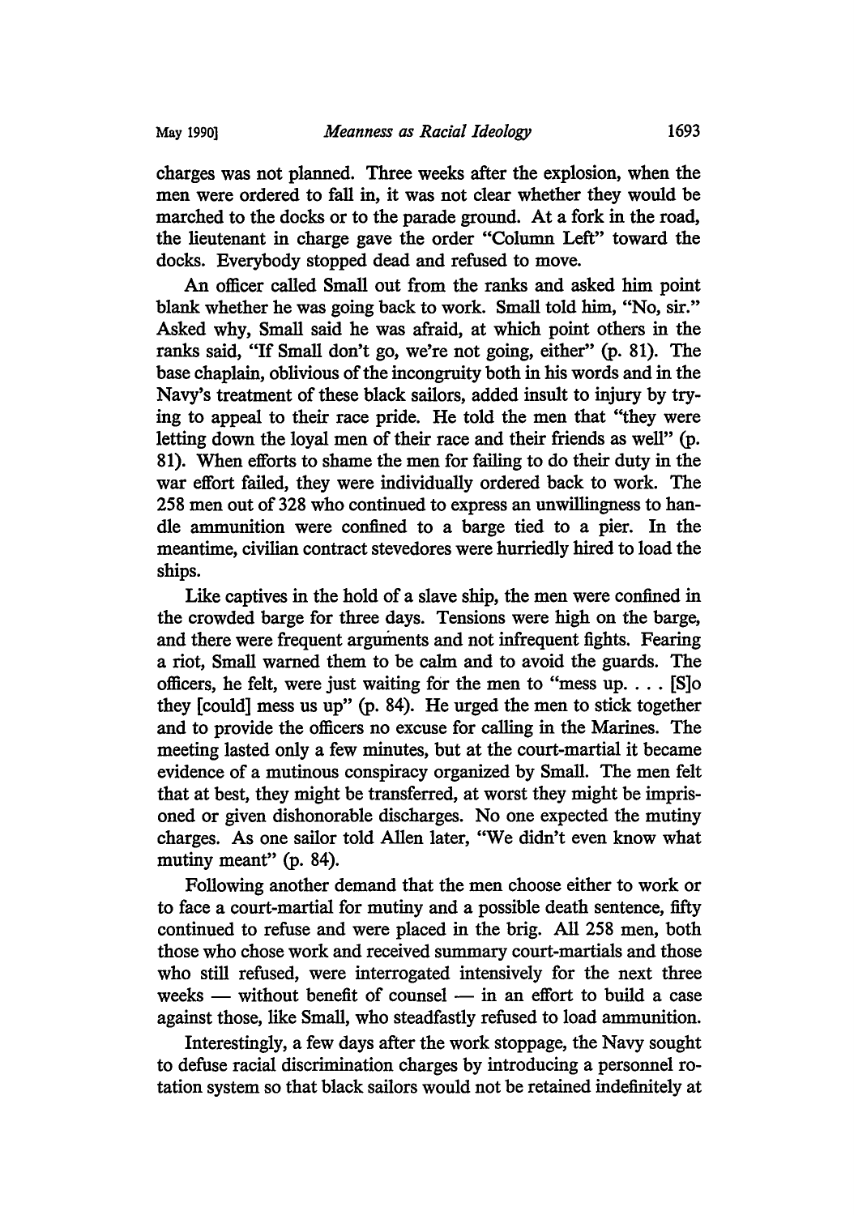charges was not planned. Three weeks after the explosion, when the men were ordered to fall in, it was not clear whether they would be marched to the docks or to the parade ground. At a fork in the road, the lieutenant in charge gave the order "Column Left" toward the docks. Everybody stopped dead and refused to move.

An officer called Small out from the ranks and asked him point blank whether he was going back to work. Small told him, "No, sir." Asked why, Small said he was afraid, at which point others in the ranks said, "If Small don't go, we're not going, either" (p. 81). The base chaplain, oblivious of the incongruity both in his words and in the Navy's treatment of these black sailors, added insult to injury by trying to appeal to their race pride. He told the men that "they were letting down the loyal men of their race and their friends as well" (p. 81). When efforts to shame the men for failing to do their duty in the war effort failed, they were individually ordered back to work. The 258 men out of 328 who continued to express an unwillingness to handle ammunition were confined to a barge tied to a pier. In the meantime, civilian contract stevedores were hurriedly hired to load the ships.

Like captives in the hold of a slave ship, the men were confined in the crowded barge for three days. Tensions were high on the barge, and there were frequent arguments and not infrequent fights. Fearing a riot, Small warned them to be calm and to avoid the guards. The officers, he felt, were just waiting for the men to "mess up. . . . [S]o they [could] mess us up" (p. 84). He urged the men to stick together and to provide the officers no excuse for calling in the Marines. The meeting lasted only a few minutes, but at the court-martial it became evidence of a mutinous conspiracy organized by Small. The men felt that at best, they might be transferred, at worst they might be imprisoned or given dishonorable discharges. No one expected the mutiny charges. As one sailor told Allen later, "We didn't even know what mutiny meant" (p. 84).

Following another demand that the men choose either to work or to face a court-martial for mutiny and a possible death sentence, fifty continued to refuse and were placed in the brig. All 258 men, both those who chose work and received summary court-martials and those who still refused, were interrogated intensively for the next three weeks — without benefit of counsel — in an effort to build a case against those, like Small, who steadfastly refused to load ammunition.

Interestingly, a few days after the work stoppage, the Navy sought to defuse racial discrimination charges by introducing a personnel rotation system so that black sailors would not be retained indefinitely at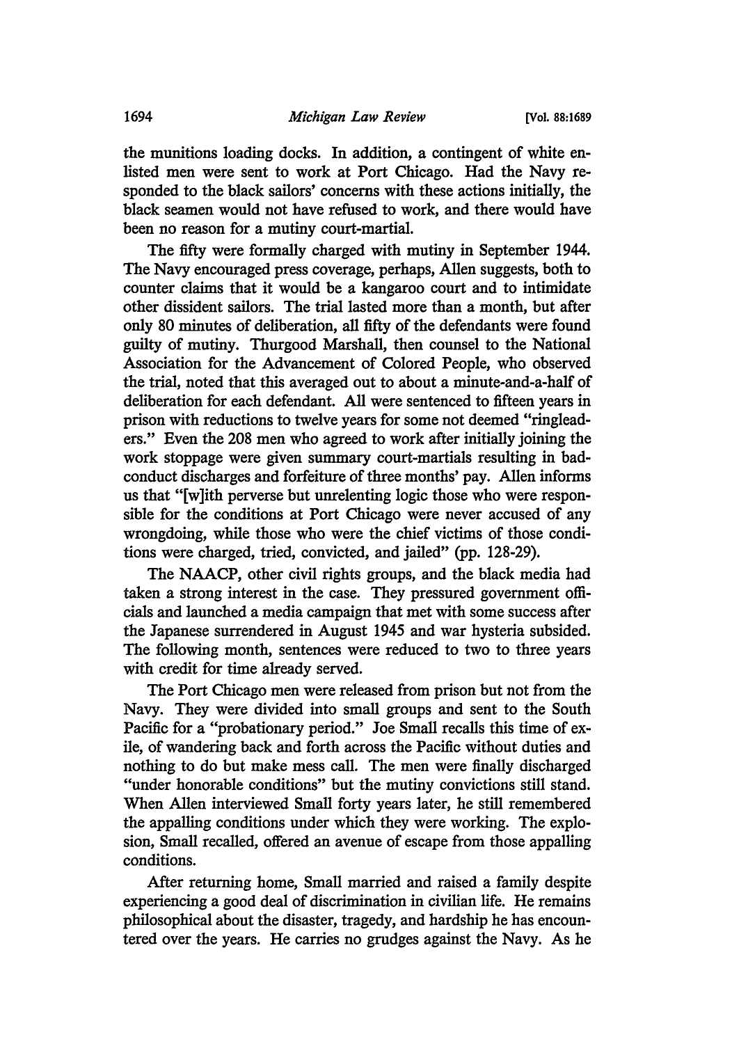the munitions loading docks. In addition, a contingent of white enlisted men were sent to work at Port Chicago. Had the Navy responded to the black sailors' concerns with these actions initially, the black seamen would not have refused to work, and there would have been no reason for a mutiny court-martial.

The fifty were formally charged with mutiny in September 1944. The Navy encouraged press coverage, perhaps, Allen suggests, both to counter claims that it would be a kangaroo court and to intimidate other dissident sailors. The trial lasted more than a month, but after only 80 minutes of deliberation, all fifty of the defendants were found guilty of mutiny. Thurgood Marshall, then counsel to the National Association for the Advancement of Colored People, who observed the trial, noted that this averaged out to about a minute-and-a-half of deliberation for each defendant. All were sentenced to fifteen years in prison with reductions to twelve years for some not deemed "ringleaders." Even the 208 men who agreed to work after initially joining the work stoppage were given summary court-martials resulting in bad-conduct discharges and forfeiture of three months' pay. Allen informs us that "[w]ith perverse but unrelenting logic those who were responsible for the conditions at Port Chicago were never accused of any wrongdoing, while those who were the chief victims of those conditions were charged, tried, convicted, and jailed" (pp. 128-29).

The NAACP, other civil rights groups, and the black media had taken a strong interest in the case. They pressured government officials and launched a media campaign that met with some success after the Japanese surrendered in August 1945 and war hysteria subsided. The following month, sentences were reduced to two to three years with credit for time already served.

The Port Chicago men were released from prison but not from the Navy. They were divided into small groups and sent to the South Pacific for a "probationary period." Joe Small recalls this time of exile, of wandering back and forth across the Pacific without duties and nothing to do but make mess call. The men were finally discharged "under honorable conditions" but the mutiny convictions still stand. When Allen interviewed Small forty years later, he still remembered the appalling conditions under which they were working. The explosion, Small recalled, offered an avenue of escape from those appalling conditions.

After returning home, Small married and raised a family despite experiencing a good deal of discrimination in civilian life. He remains philosophical about the disaster, tragedy, and hardship he has encountered over the years. He carries no grudges against the Navy. As he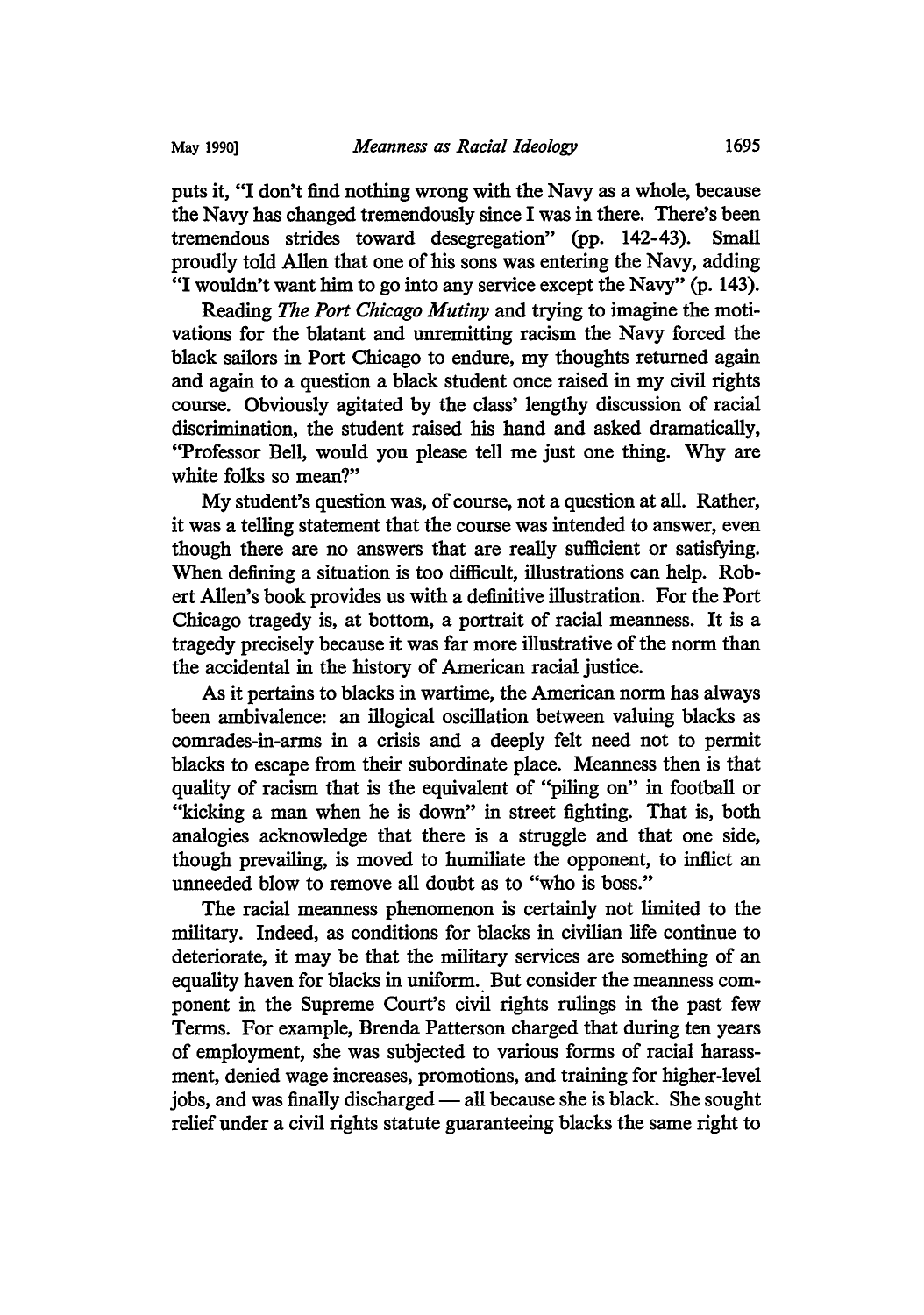puts it, "I don't find nothing wrong with the Navy as a whole, because the Navy has changed tremendously since I was in there. There's been tremendous strides toward desegregation" (pp. 142-43). Small proudly told Allen that one of his sons was entering the Navy, adding "I wouldn't want him to go into any service except the Navy" (p. 143).

Reading *The Port Chicago Mutiny* and trying to imagine the motivations for the blatant and unremitting racism the Navy forced the black sailors in Port Chicago to endure, my thoughts returned again and again to a question a black student once raised in my civil rights course. Obviously agitated by the class' lengthy discussion of racial discrimination, the student raised his hand and asked dramatically, "Professor Bell, would you please tell me just one thing. Why are white folks so mean?"

My student's question was, of course, not a question at all. Rather, it was a telling statement that the course was intended to answer, even though there are no answers that are really sufficient or satisfying. When defining a situation is too difficult, illustrations can help. Robert Allen's book provides us with a definitive illustration. For the Port Chicago tragedy is, at bottom, a portrait of racial meanness. It is a tragedy precisely because it was far more illustrative of the norm than the accidental in the history of American racial justice.

As it pertains to blacks in wartime, the American norm has always been ambivalence: an illogical oscillation between valuing blacks as comrades-in-arms in a crisis and a deeply felt need not to permit blacks to escape from their subordinate place. Meanness then is that quality of racism that is the equivalent of "piling on" in football or "kicking a man when he is down" in street fighting. That is, both analogies acknowledge that there is a struggle and that one side, though prevailing, is moved to humiliate the opponent, to inflict an unneeded blow to remove all doubt as to "who is boss."

The racial meanness phenomenon is certainly not limited to the military. Indeed, as conditions for blacks in civilian life continue to deteriorate, it may be that the military services are something of an equality haven for blacks in uniform. But consider the meanness component in the Supreme Court's civil rights rulings in the past few Terms. For example, Brenda Patterson charged that during ten years of employment, she was subjected to various forms of racial harassment, denied wage increases, promotions, and training for higher-level jobs, and was finally discharged — all because she is black. She sought relief under a civil rights statute guaranteeing blacks the same right to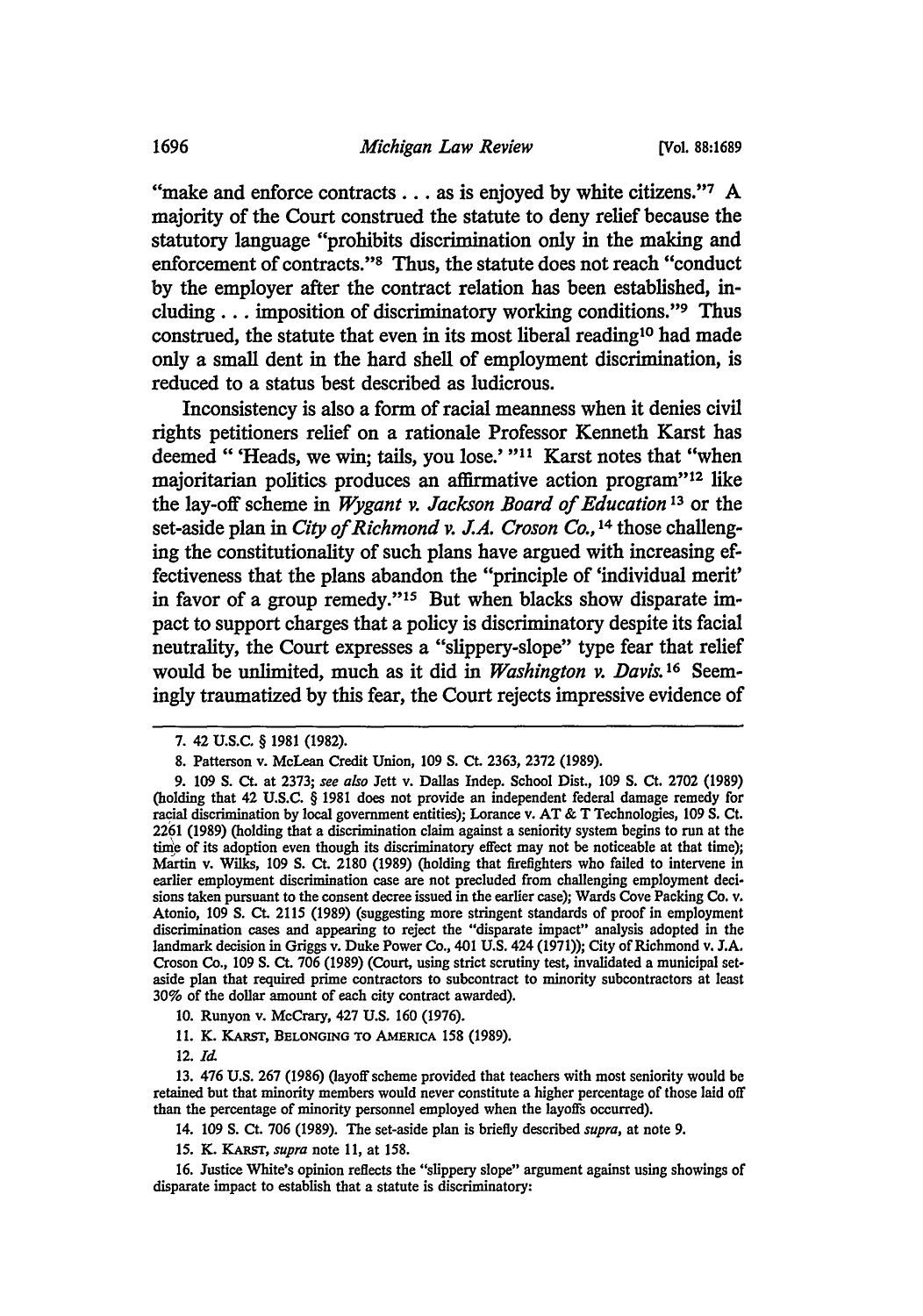"make and enforce contracts . . . as is enjoyed by white citizens."[7] A majority of the Court construed the statute to deny relief because the statutory language "prohibits discrimination only in the making and enforcement of contracts."[8] Thus, the statute does not reach "conduct by the employer after the contract relation has been established, including . . . imposition of discriminatory working conditions."[9] Thus construed, the statute that even in its most liberal reading[10] had made only a small dent in the hard shell of employment discrimination, is reduced to a status best described as ludicrous.

Inconsistency is also a form of racial meanness when it denies civil rights petitioners relief on a rationale Professor Kenneth Karst has deemed " 'Heads, we win; tails, you lose.' "[11] Karst notes that "when majoritarian politics produces an affirmative action program"[12] like the lay-off scheme in *Wygant v. Jackson Board of Education*[13] or the set-aside plan in *City of Richmond v. J.A. Croson Co.*,[14] those challenging the constitutionality of such plans have argued with increasing effectiveness that the plans abandon the "principle of 'individual merit' in favor of a group remedy."[15] But when blacks show disparate impact to support charges that a policy is discriminatory despite its facial neutrality, the Court expresses a "slippery-slope" type fear that relief would be unlimited, much as it did in *Washington v. Davis.*[16] Seemingly traumatized by this fear, the Court rejects impressive evidence of

---

7. 42 U.S.C. § 1981 (1982).

8. Patterson v. McLean Credit Union, 109 S. Ct. 2363, 2372 (1989).

9. 109 S. Ct. at 2373; *see also* Jett v. Dallas Indep. School Dist., 109 S. Ct. 2702 (1989) (holding that 42 U.S.C. § 1981 does not provide an independent federal damage remedy for racial discrimination by local government entities); Lorance v. AT & T Technologies, 109 S. Ct. 2261 (1989) (holding that a discrimination claim against a seniority system begins to run at the time of its adoption even though its discriminatory effect may not be noticeable at that time); Martin v. Wilks, 109 S. Ct. 2180 (1989) (holding that firefighters who failed to intervene in earlier employment discrimination case are not precluded from challenging employment decisions taken pursuant to the consent decree issued in the earlier case); Wards Cove Packing Co. v. Atonio, 109 S. Ct. 2115 (1989) (suggesting more stringent standards of proof in employment discrimination cases and appearing to reject the "disparate impact" analysis adopted in the landmark decision in Griggs v. Duke Power Co., 401 U.S. 424 (1971)); City of Richmond v. J.A. Croson Co., 109 S. Ct. 706 (1989) (Court, using strict scrutiny test, invalidated a municipal set-aside plan that required prime contractors to subcontract to minority subcontractors at least 30% of the dollar amount of each city contract awarded).

10. Runyon v. McCrary, 427 U.S. 160 (1976).

11. K. KARST, BELONGING TO AMERICA 158 (1989).

12. *Id.*

13. 476 U.S. 267 (1986) (layoff scheme provided that teachers with most seniority would be retained but that minority members would never constitute a higher percentage of those laid off than the percentage of minority personnel employed when the layoffs occurred).

14. 109 S. Ct. 706 (1989). The set-aside plan is briefly described *supra*, at note 9.

15. K. KARST, *supra* note 11, at 158.

16. Justice White's opinion reflects the "slippery slope" argument against using showings of disparate impact to establish that a statute is discriminatory: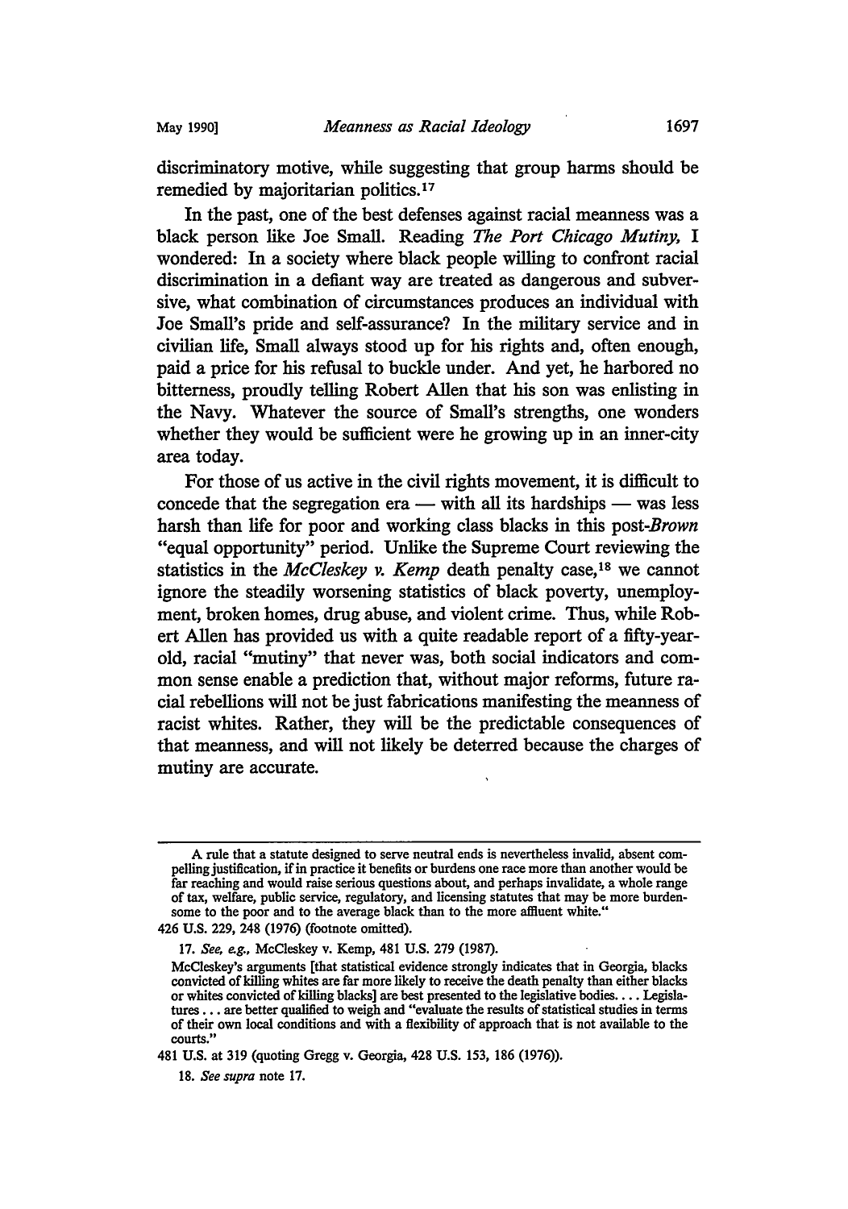discriminatory motive, while suggesting that group harms should be remedied by majoritarian politics.[17]

In the past, one of the best defenses against racial meanness was a black person like Joe Small. Reading *The Port Chicago Mutiny*, I wondered: In a society where black people willing to confront racial discrimination in a defiant way are treated as dangerous and subversive, what combination of circumstances produces an individual with Joe Small's pride and self-assurance? In the military service and in civilian life, Small always stood up for his rights and, often enough, paid a price for his refusal to buckle under. And yet, he harbored no bitterness, proudly telling Robert Allen that his son was enlisting in the Navy. Whatever the source of Small's strengths, one wonders whether they would be sufficient were he growing up in an inner-city area today.

For those of us active in the civil rights movement, it is difficult to concede that the segregation era — with all its hardships — was less harsh than life for poor and working class blacks in this post-*Brown* "equal opportunity" period. Unlike the Supreme Court reviewing the statistics in the *McCleskey v. Kemp* death penalty case,[18] we cannot ignore the steadily worsening statistics of black poverty, unemployment, broken homes, drug abuse, and violent crime. Thus, while Robert Allen has provided us with a quite readable report of a fifty-year-old, racial "mutiny" that never was, both social indicators and common sense enable a prediction that, without major reforms, future racial rebellions will not be just fabrications manifesting the meanness of racist whites. Rather, they will be the predictable consequences of that meanness, and will not likely be deterred because the charges of mutiny are accurate.

---

A rule that a statute designed to serve neutral ends is nevertheless invalid, absent compelling justification, if in practice it benefits or burdens one race more than another would be far reaching and would raise serious questions about, and perhaps invalidate, a whole range of tax, welfare, public service, regulatory, and licensing statutes that may be more burdensome to the poor and to the average black than to the more affluent white."

426 U.S. 229, 248 (1976) (footnote omitted).

17. *See, e.g.*, McCleskey v. Kemp, 481 U.S. 279 (1987).

McCleskey's arguments [that statistical evidence strongly indicates that in Georgia, blacks convicted of killing whites are far more likely to receive the death penalty than either blacks or whites convicted of killing blacks] are best presented to the legislative bodies. . . . Legislatures . . . are better qualified to weigh and "evaluate the results of statistical studies in terms of their own local conditions and with a flexibility of approach that is not available to the courts."

481 U.S. at 319 (quoting Gregg v. Georgia, 428 U.S. 153, 186 (1976)).

18. *See supra* note 17.